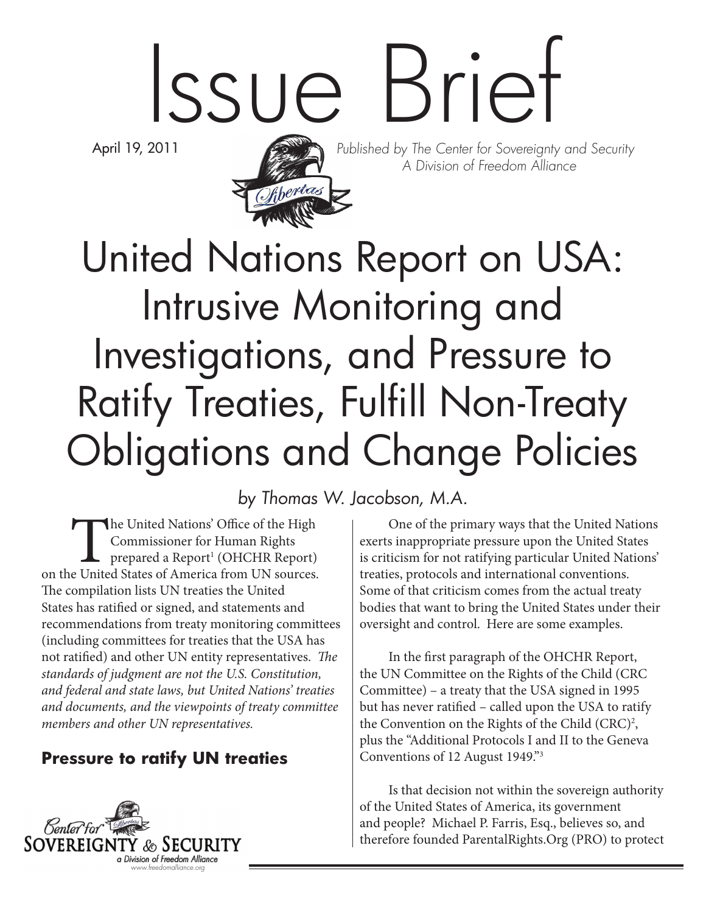# Issue Brief

April 19, 2011

*Published by The Center for Sovereignty and Security*
*A Division of Freedom Alliance*

# United Nations Report on USA: Intrusive Monitoring and Investigations, and Pressure to Ratify Treaties, Fulfill Non-Treaty Obligations and Change Policies

*by Thomas W. Jacobson, M.A.*

The United Nations' Office of the High Commissioner for Human Rights prepared a Report[1] (OHCHR Report) on the United States of America from UN sources. The compilation lists UN treaties the United States has ratified or signed, and statements and recommendations from treaty monitoring committees (including committees for treaties that the USA has not ratified) and other UN entity representatives. *The standards of judgment are not the U.S. Constitution, and federal and state laws, but United Nations' treaties and documents, and the viewpoints of treaty committee members and other UN representatives.*

## Pressure to ratify UN treaties

One of the primary ways that the United Nations exerts inappropriate pressure upon the United States is criticism for not ratifying particular United Nations' treaties, protocols and international conventions. Some of that criticism comes from the actual treaty bodies that want to bring the United States under their oversight and control. Here are some examples.

In the first paragraph of the OHCHR Report, the UN Committee on the Rights of the Child (CRC Committee) – a treaty that the USA signed in 1995 but has never ratified – called upon the USA to ratify the Convention on the Rights of the Child (CRC)[2], plus the "Additional Protocols I and II to the Geneva Conventions of 12 August 1949."[3]

Is that decision not within the sovereign authority of the United States of America, its government and people? Michael P. Farris, Esq., believes so, and therefore founded ParentalRights.Org (PRO) to protect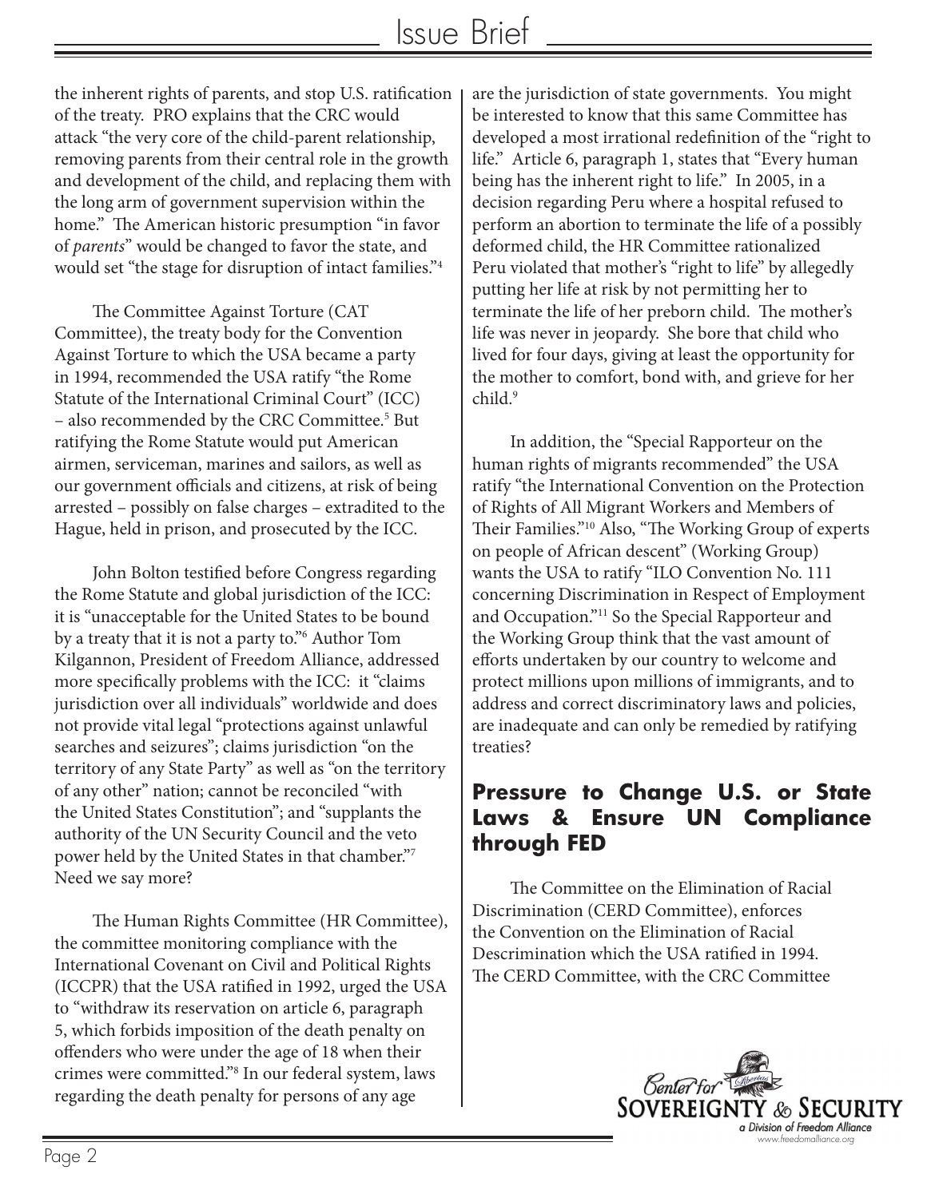the inherent rights of parents, and stop U.S. ratification of the treaty. PRO explains that the CRC would attack "the very core of the child-parent relationship, removing parents from their central role in the growth and development of the child, and replacing them with the long arm of government supervision within the home." The American historic presumption "in favor of *parents*" would be changed to favor the state, and would set "the stage for disruption of intact families."[4]

The Committee Against Torture (CAT Committee), the treaty body for the Convention Against Torture to which the USA became a party in 1994, recommended the USA ratify "the Rome Statute of the International Criminal Court" (ICC) – also recommended by the CRC Committee.[5] But ratifying the Rome Statute would put American airmen, serviceman, marines and sailors, as well as our government officials and citizens, at risk of being arrested – possibly on false charges – extradited to the Hague, held in prison, and prosecuted by the ICC.

John Bolton testified before Congress regarding the Rome Statute and global jurisdiction of the ICC: it is "unacceptable for the United States to be bound by a treaty that it is not a party to."[6] Author Tom Kilgannon, President of Freedom Alliance, addressed more specifically problems with the ICC: it "claims jurisdiction over all individuals" worldwide and does not provide vital legal "protections against unlawful searches and seizures"; claims jurisdiction "on the territory of any State Party" as well as "on the territory of any other" nation; cannot be reconciled "with the United States Constitution"; and "supplants the authority of the UN Security Council and the veto power held by the United States in that chamber."[7] Need we say more?

The Human Rights Committee (HR Committee), the committee monitoring compliance with the International Covenant on Civil and Political Rights (ICCPR) that the USA ratified in 1992, urged the USA to "withdraw its reservation on article 6, paragraph 5, which forbids imposition of the death penalty on offenders who were under the age of 18 when their crimes were committed."[8] In our federal system, laws regarding the death penalty for persons of any age are the jurisdiction of state governments. You might be interested to know that this same Committee has developed a most irrational redefinition of the "right to life." Article 6, paragraph 1, states that "Every human being has the inherent right to life." In 2005, in a decision regarding Peru where a hospital refused to perform an abortion to terminate the life of a possibly deformed child, the HR Committee rationalized Peru violated that mother's "right to life" by allegedly putting her life at risk by not permitting her to terminate the life of her preborn child. The mother's life was never in jeopardy. She bore that child who lived for four days, giving at least the opportunity for the mother to comfort, bond with, and grieve for her child.[9]

In addition, the "Special Rapporteur on the human rights of migrants recommended" the USA ratify "the International Convention on the Protection of Rights of All Migrant Workers and Members of Their Families."[10] Also, "The Working Group of experts on people of African descent" (Working Group) wants the USA to ratify "ILO Convention No. 111 concerning Discrimination in Respect of Employment and Occupation."[11] So the Special Rapporteur and the Working Group think that the vast amount of efforts undertaken by our country to welcome and protect millions upon millions of immigrants, and to address and correct discriminatory laws and policies, are inadequate and can only be remedied by ratifying treaties?

## Pressure to Change U.S. or State Laws & Ensure UN Compliance through FED

The Committee on the Elimination of Racial Discrimination (CERD Committee), enforces the Convention on the Elimination of Racial Descrimination which the USA ratified in 1994. The CERD Committee, with the CRC Committee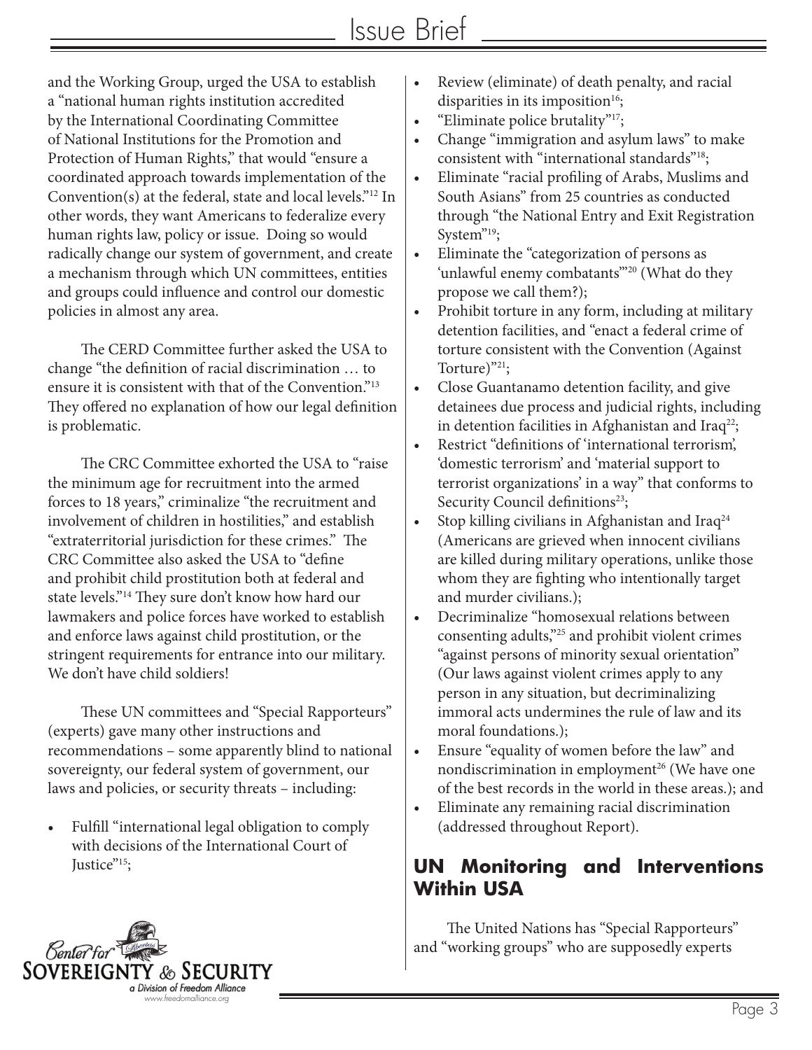and the Working Group, urged the USA to establish a "national human rights institution accredited by the International Coordinating Committee of National Institutions for the Promotion and Protection of Human Rights," that would "ensure a coordinated approach towards implementation of the Convention(s) at the federal, state and local levels."[12] In other words, they want Americans to federalize every human rights law, policy or issue. Doing so would radically change our system of government, and create a mechanism through which UN committees, entities and groups could influence and control our domestic policies in almost any area.

The CERD Committee further asked the USA to change "the definition of racial discrimination … to ensure it is consistent with that of the Convention."[13] They offered no explanation of how our legal definition is problematic.

The CRC Committee exhorted the USA to "raise the minimum age for recruitment into the armed forces to 18 years," criminalize "the recruitment and involvement of children in hostilities," and establish "extraterritorial jurisdiction for these crimes." The CRC Committee also asked the USA to "define and prohibit child prostitution both at federal and state levels."[14] They sure don't know how hard our lawmakers and police forces have worked to establish and enforce laws against child prostitution, or the stringent requirements for entrance into our military. We don't have child soldiers!

These UN committees and "Special Rapporteurs" (experts) gave many other instructions and recommendations – some apparently blind to national sovereignty, our federal system of government, our laws and policies, or security threats – including:

- Fulfill "international legal obligation to comply with decisions of the International Court of Justice"[15];
- Review (eliminate) of death penalty, and racial disparities in its imposition[16];
- "Eliminate police brutality"[17];
- Change "immigration and asylum laws" to make consistent with "international standards"[18];
- Eliminate "racial profiling of Arabs, Muslims and South Asians" from 25 countries as conducted through "the National Entry and Exit Registration System"[19];
- Eliminate the "categorization of persons as 'unlawful enemy combatants'"[20] (What do they propose we call them?);
- Prohibit torture in any form, including at military detention facilities, and "enact a federal crime of torture consistent with the Convention (Against Torture)"[21];
- Close Guantanamo detention facility, and give detainees due process and judicial rights, including in detention facilities in Afghanistan and Iraq[22];
- Restrict "definitions of 'international terrorism', 'domestic terrorism' and 'material support to terrorist organizations' in a way" that conforms to Security Council definitions[23];
- Stop killing civilians in Afghanistan and Iraq[24] (Americans are grieved when innocent civilians are killed during military operations, unlike those whom they are fighting who intentionally target and murder civilians.);
- Decriminalize "homosexual relations between consenting adults,"[25] and prohibit violent crimes "against persons of minority sexual orientation" (Our laws against violent crimes apply to any person in any situation, but decriminalizing immoral acts undermines the rule of law and its moral foundations.);
- Ensure "equality of women before the law" and nondiscrimination in employment[26] (We have one of the best records in the world in these areas.); and
- Eliminate any remaining racial discrimination (addressed throughout Report).

## UN Monitoring and Interventions Within USA

The United Nations has "Special Rapporteurs" and "working groups" who are supposedly experts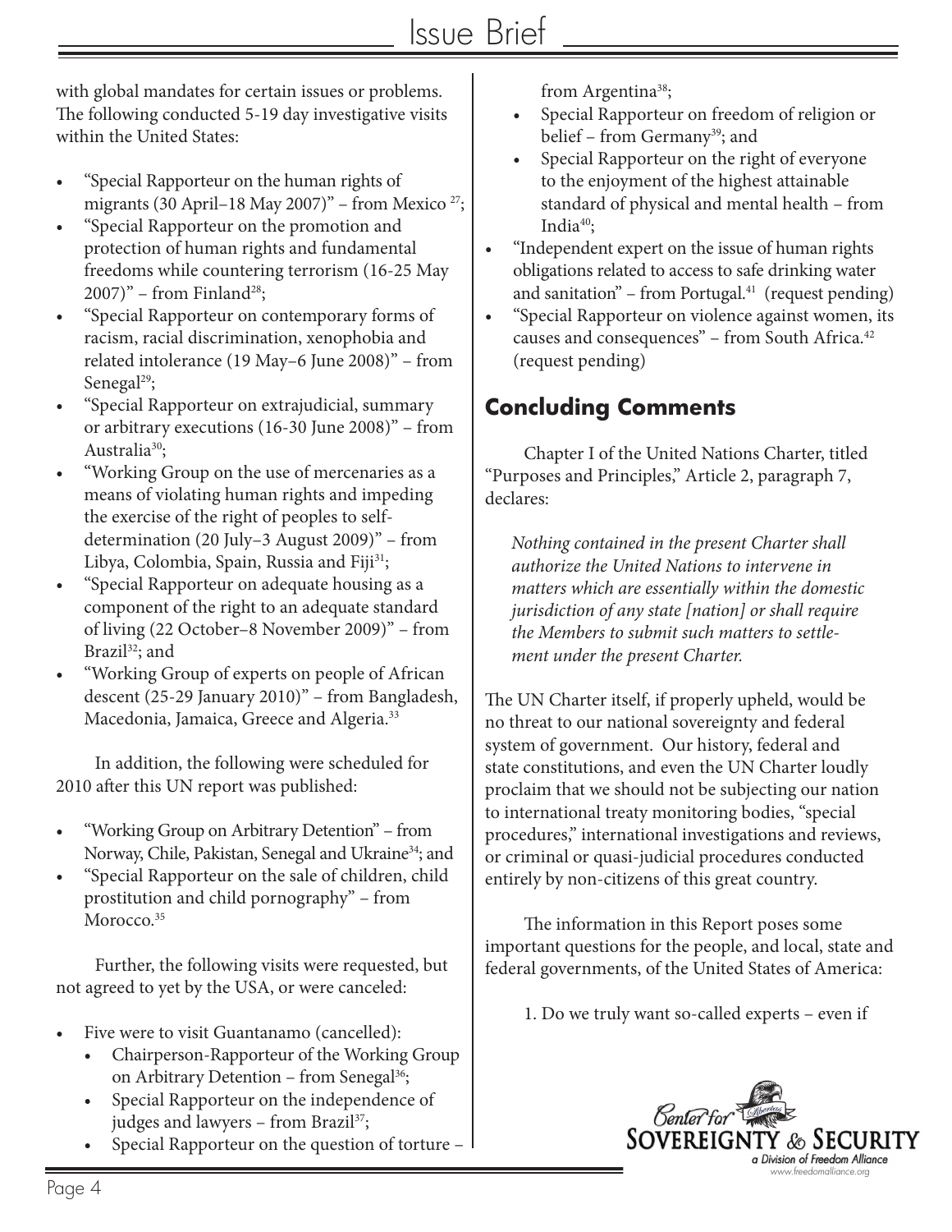with global mandates for certain issues or problems. The following conducted 5-19 day investigative visits within the United States:

- "Special Rapporteur on the human rights of migrants (30 April–18 May 2007)" – from Mexico [27];
- "Special Rapporteur on the promotion and protection of human rights and fundamental freedoms while countering terrorism (16-25 May 2007)" – from Finland[28];
- "Special Rapporteur on contemporary forms of racism, racial discrimination, xenophobia and related intolerance (19 May–6 June 2008)" – from Senegal[29];
- "Special Rapporteur on extrajudicial, summary or arbitrary executions (16-30 June 2008)" – from Australia[30];
- "Working Group on the use of mercenaries as a means of violating human rights and impeding the exercise of the right of peoples to self-determination (20 July–3 August 2009)" – from Libya, Colombia, Spain, Russia and Fiji[31];
- "Special Rapporteur on adequate housing as a component of the right to an adequate standard of living (22 October–8 November 2009)" – from Brazil[32]; and
- "Working Group of experts on people of African descent (25-29 January 2010)" – from Bangladesh, Macedonia, Jamaica, Greece and Algeria.[33]

In addition, the following were scheduled for 2010 after this UN report was published:

- "Working Group on Arbitrary Detention" – from Norway, Chile, Pakistan, Senegal and Ukraine[34]; and
- "Special Rapporteur on the sale of children, child prostitution and child pornography" – from Morocco.[35]

Further, the following visits were requested, but not agreed to yet by the USA, or were canceled:

- Five were to visit Guantanamo (cancelled):
  - Chairperson-Rapporteur of the Working Group on Arbitrary Detention – from Senegal[36];
  - Special Rapporteur on the independence of judges and lawyers – from Brazil[37];
  - Special Rapporteur on the question of torture – from Argentina[38];
  - Special Rapporteur on freedom of religion or belief – from Germany[39]; and
  - Special Rapporteur on the right of everyone to the enjoyment of the highest attainable standard of physical and mental health – from India[40];
- "Independent expert on the issue of human rights obligations related to access to safe drinking water and sanitation" – from Portugal.[41] (request pending)
- "Special Rapporteur on violence against women, its causes and consequences" – from South Africa.[42] (request pending)

## Concluding Comments

Chapter I of the United Nations Charter, titled "Purposes and Principles," Article 2, paragraph 7, declares:

> *Nothing contained in the present Charter shall authorize the United Nations to intervene in matters which are essentially within the domestic jurisdiction of any state [nation] or shall require the Members to submit such matters to settlement under the present Charter.*

The UN Charter itself, if properly upheld, would be no threat to our national sovereignty and federal system of government. Our history, federal and state constitutions, and even the UN Charter loudly proclaim that we should not be subjecting our nation to international treaty monitoring bodies, "special procedures," international investigations and reviews, or criminal or quasi-judicial procedures conducted entirely by non-citizens of this great country.

The information in this Report poses some important questions for the people, and local, state and federal governments, of the United States of America:

1. Do we truly want so-called experts – even if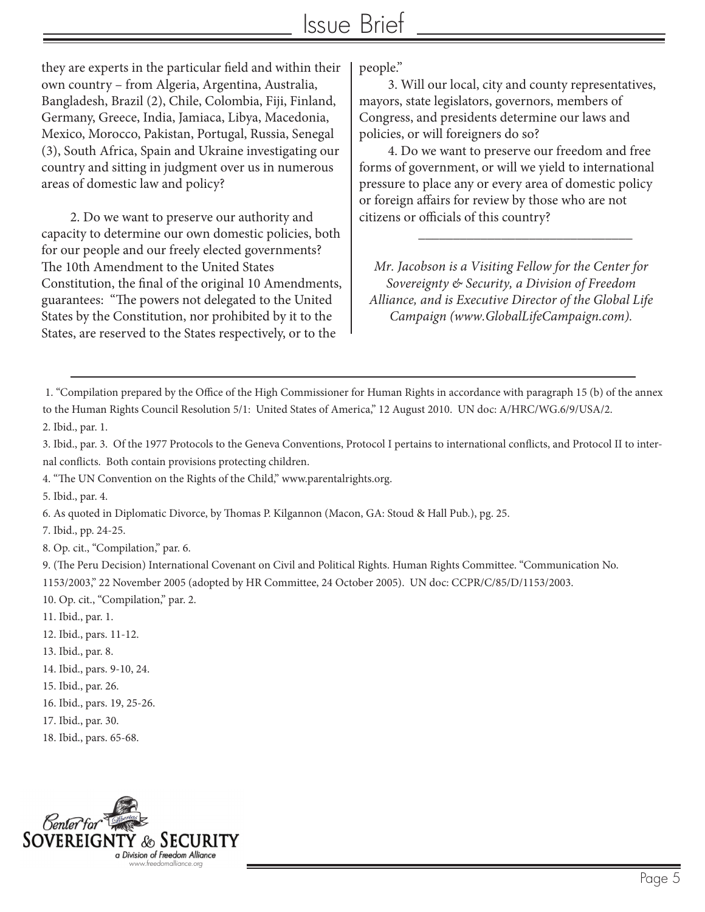they are experts in the particular field and within their own country – from Algeria, Argentina, Australia, Bangladesh, Brazil (2), Chile, Colombia, Fiji, Finland, Germany, Greece, India, Jamiaca, Libya, Macedonia, Mexico, Morocco, Pakistan, Portugal, Russia, Senegal (3), South Africa, Spain and Ukraine investigating our country and sitting in judgment over us in numerous areas of domestic law and policy?

2. Do we want to preserve our authority and capacity to determine our own domestic policies, both for our people and our freely elected governments? The 10th Amendment to the United States Constitution, the final of the original 10 Amendments, guarantees: "The powers not delegated to the United States by the Constitution, nor prohibited by it to the States, are reserved to the States respectively, or to the people."

3. Will our local, city and county representatives, mayors, state legislators, governors, members of Congress, and presidents determine our laws and policies, or will foreigners do so?

4. Do we want to preserve our freedom and free forms of government, or will we yield to international pressure to place any or every area of domestic policy or foreign affairs for review by those who are not citizens or officials of this country?

---

*Mr. Jacobson is a Visiting Fellow for the Center for Sovereignty & Security, a Division of Freedom Alliance, and is Executive Director of the Global Life Campaign (www.GlobalLifeCampaign.com).*

---

1. "Compilation prepared by the Office of the High Commissioner for Human Rights in accordance with paragraph 15 (b) of the annex to the Human Rights Council Resolution 5/1: United States of America," 12 August 2010. UN doc: A/HRC/WG.6/9/USA/2.
2. Ibid., par. 1.
3. Ibid., par. 3. Of the 1977 Protocols to the Geneva Conventions, Protocol I pertains to international conflicts, and Protocol II to internal conflicts. Both contain provisions protecting children.
4. "The UN Convention on the Rights of the Child," www.parentalrights.org.
5. Ibid., par. 4.
6. As quoted in Diplomatic Divorce, by Thomas P. Kilgannon (Macon, GA: Stoud & Hall Pub.), pg. 25.
7. Ibid., pp. 24-25.
8. Op. cit., "Compilation," par. 6.
9. (The Peru Decision) International Covenant on Civil and Political Rights. Human Rights Committee. "Communication No. 1153/2003," 22 November 2005 (adopted by HR Committee, 24 October 2005). UN doc: CCPR/C/85/D/1153/2003.
10. Op. cit., "Compilation," par. 2.
11. Ibid., par. 1.
12. Ibid., pars. 11-12.
13. Ibid., par. 8.
14. Ibid., pars. 9-10, 24.
15. Ibid., par. 26.
16. Ibid., pars. 19, 25-26.
17. Ibid., par. 30.
18. Ibid., pars. 65-68.

Center for Sovereignty & Security
a Division of Freedom Alliance
www.freedomalliance.org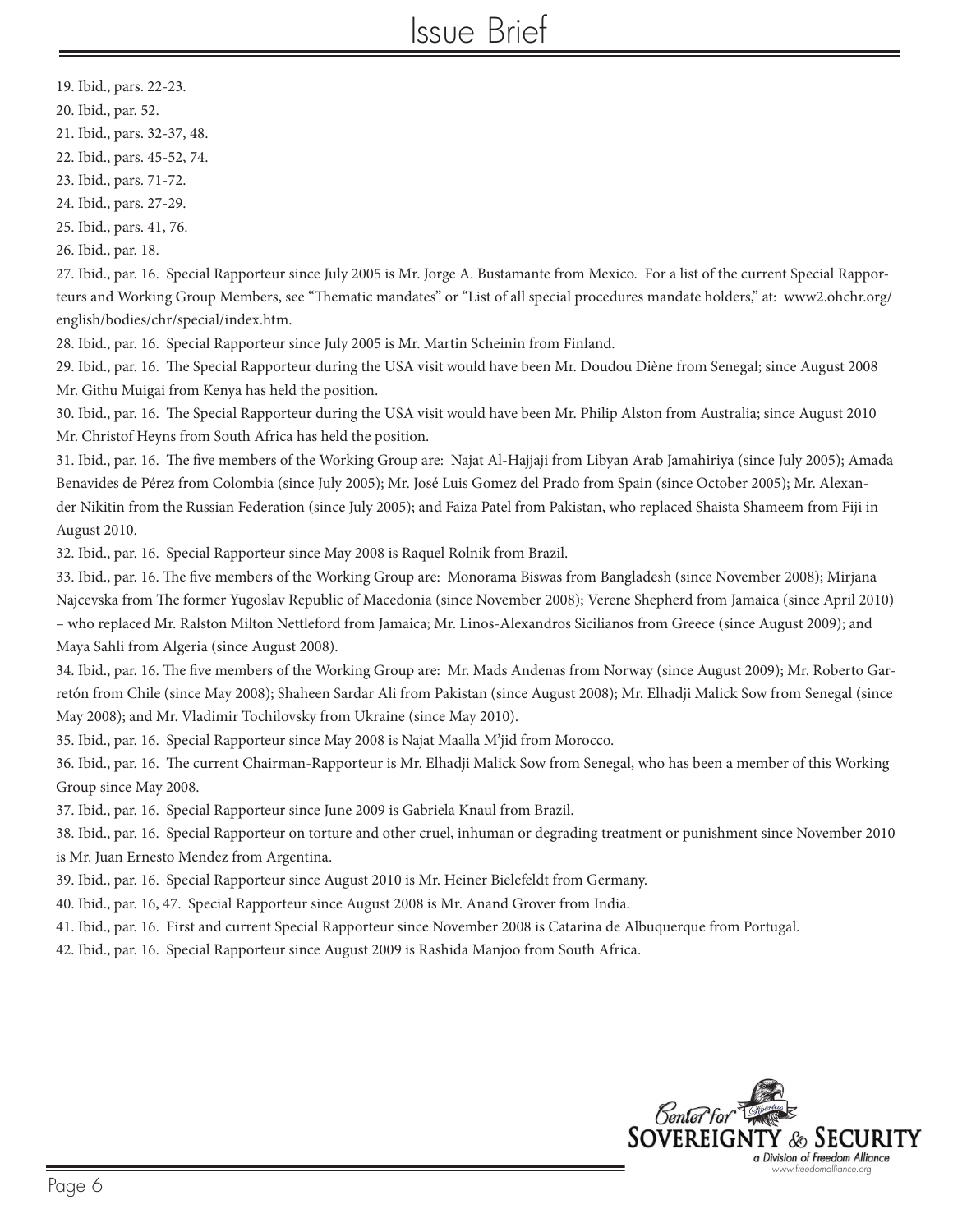19. Ibid., pars. 22-23.

20. Ibid., par. 52.

21. Ibid., pars. 32-37, 48.

22. Ibid., pars. 45-52, 74.

23. Ibid., pars. 71-72.

24. Ibid., pars. 27-29.

25. Ibid., pars. 41, 76.

26. Ibid., par. 18.

27. Ibid., par. 16. Special Rapporteur since July 2005 is Mr. Jorge A. Bustamante from Mexico. For a list of the current Special Rapporteurs and Working Group Members, see "Thematic mandates" or "List of all special procedures mandate holders," at: www2.ohchr.org/english/bodies/chr/special/index.htm.

28. Ibid., par. 16. Special Rapporteur since July 2005 is Mr. Martin Scheinin from Finland.

29. Ibid., par. 16. The Special Rapporteur during the USA visit would have been Mr. Doudou Diène from Senegal; since August 2008 Mr. Githu Muigai from Kenya has held the position.

30. Ibid., par. 16. The Special Rapporteur during the USA visit would have been Mr. Philip Alston from Australia; since August 2010 Mr. Christof Heyns from South Africa has held the position.

31. Ibid., par. 16. The five members of the Working Group are: Najat Al-Hajjaji from Libyan Arab Jamahiriya (since July 2005); Amada Benavides de Pérez from Colombia (since July 2005); Mr. José Luis Gomez del Prado from Spain (since October 2005); Mr. Alexander Nikitin from the Russian Federation (since July 2005); and Faiza Patel from Pakistan, who replaced Shaista Shameem from Fiji in August 2010.

32. Ibid., par. 16. Special Rapporteur since May 2008 is Raquel Rolnik from Brazil.

33. Ibid., par. 16. The five members of the Working Group are: Monorama Biswas from Bangladesh (since November 2008); Mirjana Najcevska from The former Yugoslav Republic of Macedonia (since November 2008); Verene Shepherd from Jamaica (since April 2010) – who replaced Mr. Ralston Milton Nettleford from Jamaica; Mr. Linos-Alexandros Sicilianos from Greece (since August 2009); and Maya Sahli from Algeria (since August 2008).

34. Ibid., par. 16. The five members of the Working Group are: Mr. Mads Andenas from Norway (since August 2009); Mr. Roberto Garretón from Chile (since May 2008); Shaheen Sardar Ali from Pakistan (since August 2008); Mr. Elhadji Malick Sow from Senegal (since May 2008); and Mr. Vladimir Tochilovsky from Ukraine (since May 2010).

35. Ibid., par. 16. Special Rapporteur since May 2008 is Najat Maalla M'jid from Morocco.

36. Ibid., par. 16. The current Chairman-Rapporteur is Mr. Elhadji Malick Sow from Senegal, who has been a member of this Working Group since May 2008.

37. Ibid., par. 16. Special Rapporteur since June 2009 is Gabriela Knaul from Brazil.

38. Ibid., par. 16. Special Rapporteur on torture and other cruel, inhuman or degrading treatment or punishment since November 2010 is Mr. Juan Ernesto Mendez from Argentina.

39. Ibid., par. 16. Special Rapporteur since August 2010 is Mr. Heiner Bielefeldt from Germany.

40. Ibid., par. 16, 47. Special Rapporteur since August 2008 is Mr. Anand Grover from India.

41. Ibid., par. 16. First and current Special Rapporteur since November 2008 is Catarina de Albuquerque from Portugal.

42. Ibid., par. 16. Special Rapporteur since August 2009 is Rashida Manjoo from South Africa.

Center for Liberty
SOVEREIGNTY & SECURITY
a Division of Freedom Alliance
www.freedomalliance.org